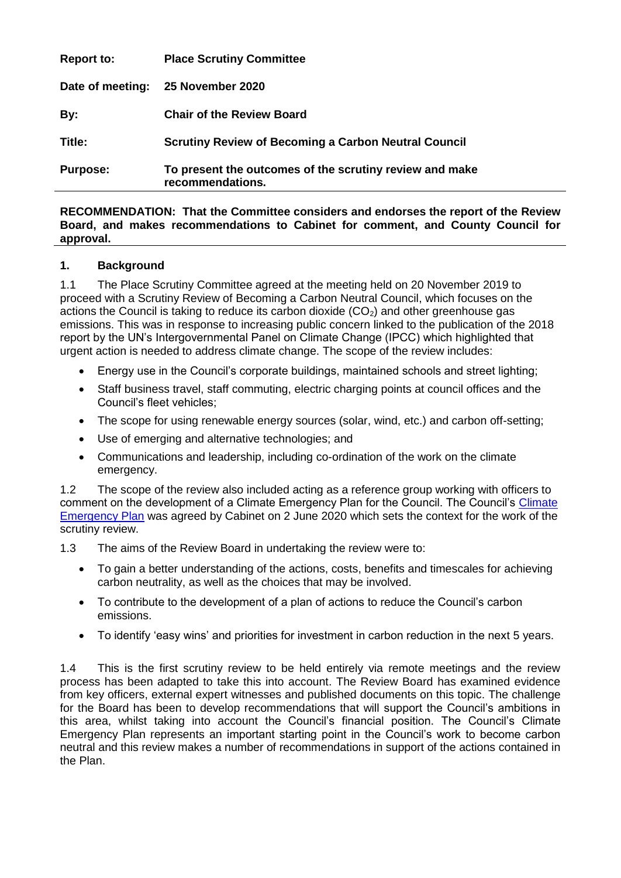| | |
|---|---|
| **Report to:** | **Place Scrutiny Committee** |
| **Date of meeting:** | **25 November 2020** |
| **By:** | **Chair of the Review Board** |
| **Title:** | **Scrutiny Review of Becoming a Carbon Neutral Council** |
| **Purpose:** | **To present the outcomes of the scrutiny review and make recommendations.** |

**RECOMMENDATION: That the Committee considers and endorses the report of the Review Board, and makes recommendations to Cabinet for comment, and County Council for approval.**

## 1. Background

1.1 The Place Scrutiny Committee agreed at the meeting held on 20 November 2019 to proceed with a Scrutiny Review of Becoming a Carbon Neutral Council, which focuses on the actions the Council is taking to reduce its carbon dioxide ($CO_2$) and other greenhouse gas emissions. This was in response to increasing public concern linked to the publication of the 2018 report by the UN's Intergovernmental Panel on Climate Change (IPCC) which highlighted that urgent action is needed to address climate change. The scope of the review includes:

- Energy use in the Council's corporate buildings, maintained schools and street lighting;
- Staff business travel, staff commuting, electric charging points at council offices and the Council's fleet vehicles;
- The scope for using renewable energy sources (solar, wind, etc.) and carbon off-setting;
- Use of emerging and alternative technologies; and
- Communications and leadership, including co-ordination of the work on the climate emergency.

1.2 The scope of the review also included acting as a reference group working with officers to comment on the development of a Climate Emergency Plan for the Council. The Council's Climate Emergency Plan was agreed by Cabinet on 2 June 2020 which sets the context for the work of the scrutiny review.

1.3 The aims of the Review Board in undertaking the review were to:

- To gain a better understanding of the actions, costs, benefits and timescales for achieving carbon neutrality, as well as the choices that may be involved.
- To contribute to the development of a plan of actions to reduce the Council's carbon emissions.
- To identify 'easy wins' and priorities for investment in carbon reduction in the next 5 years.

1.4 This is the first scrutiny review to be held entirely via remote meetings and the review process has been adapted to take this into account. The Review Board has examined evidence from key officers, external expert witnesses and published documents on this topic. The challenge for the Board has been to develop recommendations that will support the Council's ambitions in this area, whilst taking into account the Council's financial position. The Council's Climate Emergency Plan represents an important starting point in the Council's work to become carbon neutral and this review makes a number of recommendations in support of the actions contained in the Plan.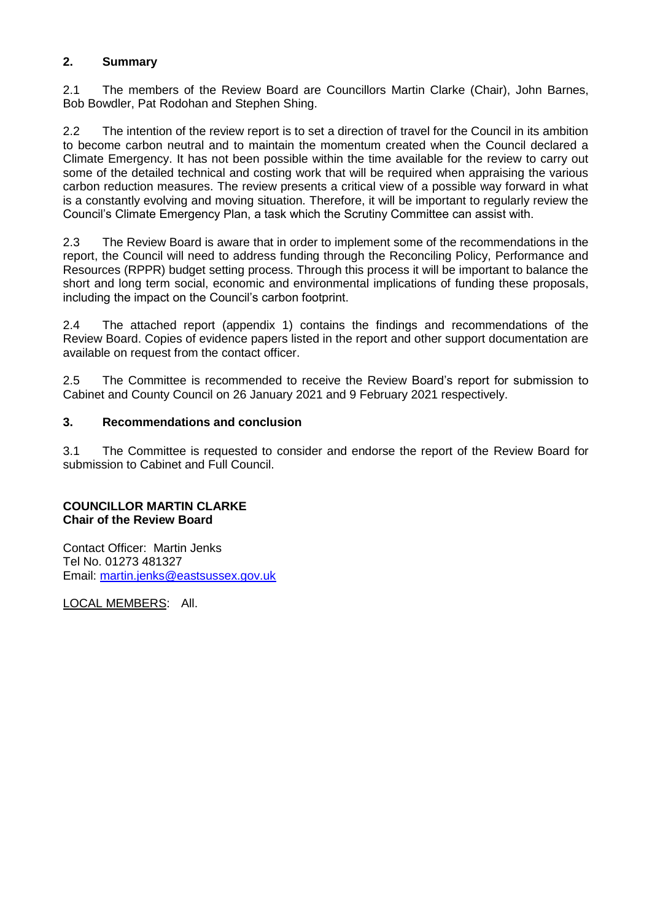## 2. Summary

2.1 The members of the Review Board are Councillors Martin Clarke (Chair), John Barnes, Bob Bowdler, Pat Rodohan and Stephen Shing.

2.2 The intention of the review report is to set a direction of travel for the Council in its ambition to become carbon neutral and to maintain the momentum created when the Council declared a Climate Emergency. It has not been possible within the time available for the review to carry out some of the detailed technical and costing work that will be required when appraising the various carbon reduction measures. The review presents a critical view of a possible way forward in what is a constantly evolving and moving situation. Therefore, it will be important to regularly review the Council's Climate Emergency Plan, a task which the Scrutiny Committee can assist with.

2.3 The Review Board is aware that in order to implement some of the recommendations in the report, the Council will need to address funding through the Reconciling Policy, Performance and Resources (RPPR) budget setting process. Through this process it will be important to balance the short and long term social, economic and environmental implications of funding these proposals, including the impact on the Council's carbon footprint.

2.4 The attached report (appendix 1) contains the findings and recommendations of the Review Board. Copies of evidence papers listed in the report and other support documentation are available on request from the contact officer.

2.5 The Committee is recommended to receive the Review Board's report for submission to Cabinet and County Council on 26 January 2021 and 9 February 2021 respectively.

## 3. Recommendations and conclusion

3.1 The Committee is requested to consider and endorse the report of the Review Board for submission to Cabinet and Full Council.

**COUNCILLOR MARTIN CLARKE**
**Chair of the Review Board**

Contact Officer: Martin Jenks
Tel No. 01273 481327
Email: martin.jenks@eastsussex.gov.uk

LOCAL MEMBERS: All.